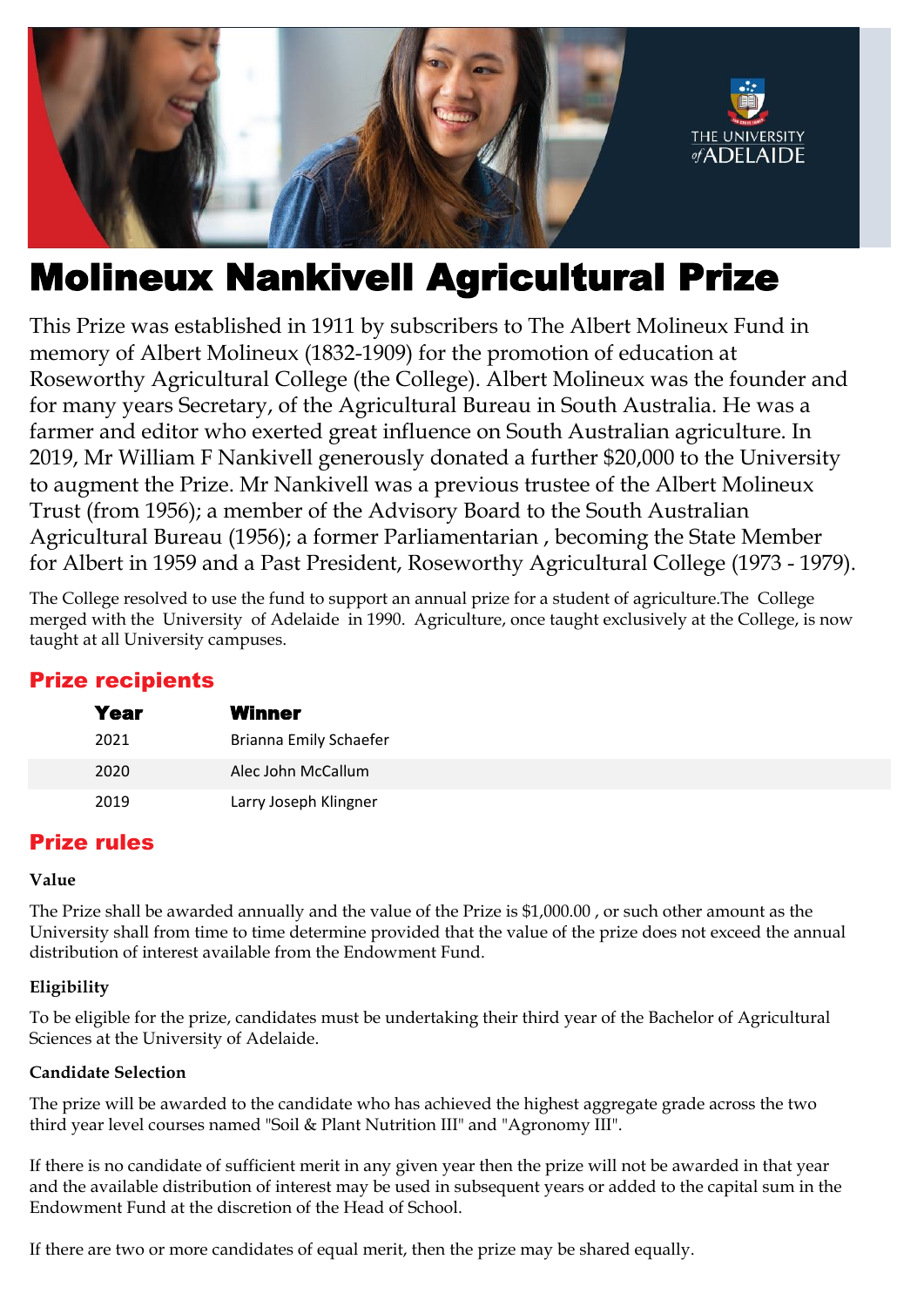# Molineux Nankivell Agricultural Prize

This Prize was established in 1911 by subscribers to The Albert Molineux Fund in memory of Albert Molineux (1832-1909) for the promotion of education at Roseworthy Agricultural College (the College). Albert Molineux was the founder and for many years Secretary, of the Agricultural Bureau in South Australia. He was a farmer and editor who exerted great influence on South Australian agriculture. In 2019, Mr William F Nankivell generously donated a further $20,000 to the University to augment the Prize. Mr Nankivell was a previous trustee of the Albert Molineux Trust (from 1956); a member of the Advisory Board to the South Australian Agricultural Bureau (1956); a former Parliamentarian , becoming the State Member for Albert in 1959 and a Past President, Roseworthy Agricultural College (1973 - 1979).

The College resolved to use the fund to support an annual prize for a student of agriculture.The College merged with the University of Adelaide in 1990. Agriculture, once taught exclusively at the College, is now taught at all University campuses.

## Prize recipients

| Year | Winner |
|---|---|
| 2021 | Brianna Emily Schaefer |
| 2020 | Alec John McCallum |
| 2019 | Larry Joseph Klingner |

## Prize rules

### Value

The Prize shall be awarded annually and the value of the Prize is $1,000.00 , or such other amount as the University shall from time to time determine provided that the value of the prize does not exceed the annual distribution of interest available from the Endowment Fund.

### Eligibility

To be eligible for the prize, candidates must be undertaking their third year of the Bachelor of Agricultural Sciences at the University of Adelaide.

### Candidate Selection

The prize will be awarded to the candidate who has achieved the highest aggregate grade across the two third year level courses named "Soil & Plant Nutrition III" and "Agronomy III".

If there is no candidate of sufficient merit in any given year then the prize will not be awarded in that year and the available distribution of interest may be used in subsequent years or added to the capital sum in the Endowment Fund at the discretion of the Head of School.

If there are two or more candidates of equal merit, then the prize may be shared equally.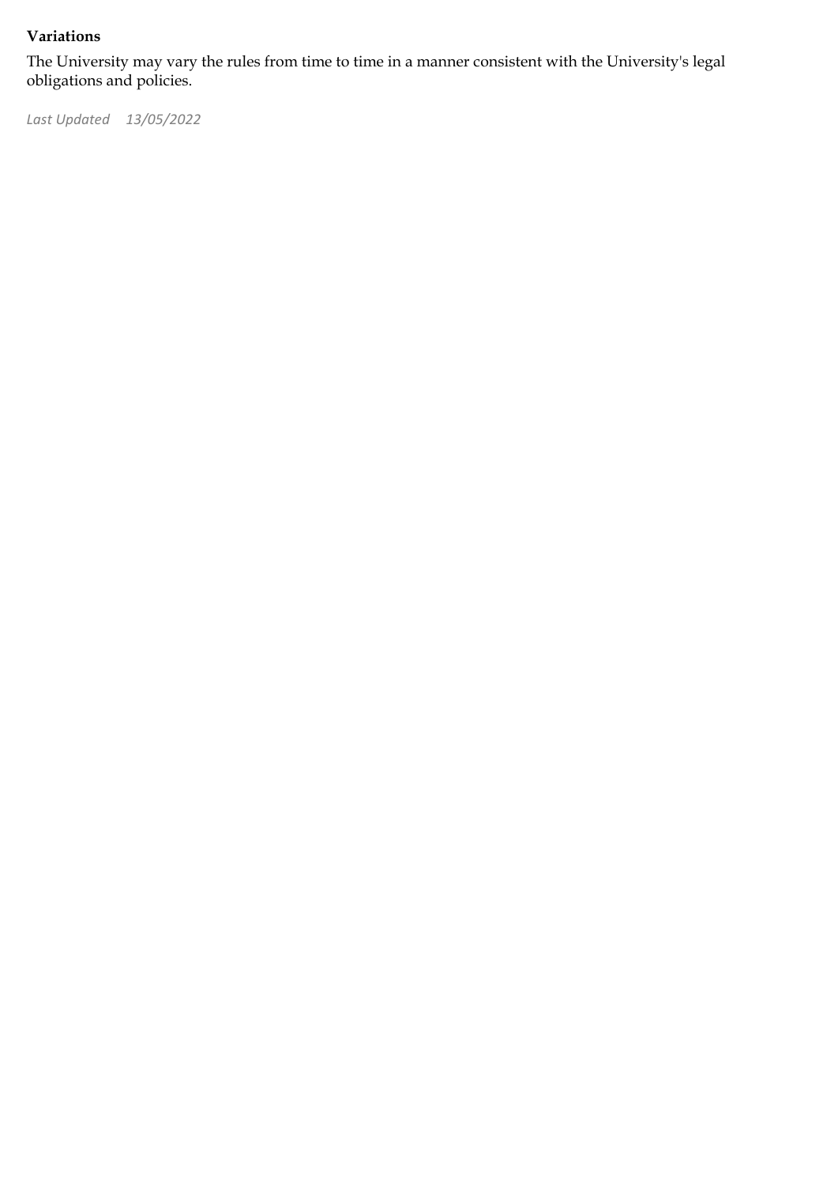**Variations**

The University may vary the rules from time to time in a manner consistent with the University's legal obligations and policies.

*Last Updated 13/05/2022*